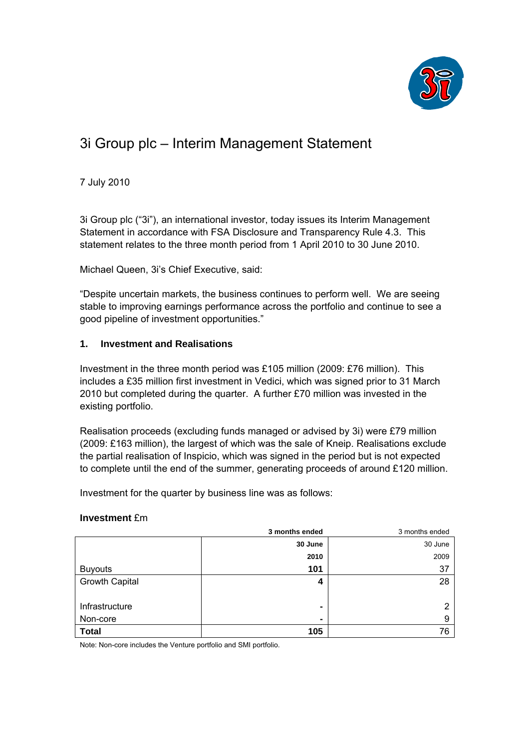# 3i Group plc – Interim Management Statement

7 July 2010

3i Group plc ("3i"), an international investor, today issues its Interim Management Statement in accordance with FSA Disclosure and Transparency Rule 4.3. This statement relates to the three month period from 1 April 2010 to 30 June 2010.

Michael Queen, 3i's Chief Executive, said:

"Despite uncertain markets, the business continues to perform well. We are seeing stable to improving earnings performance across the portfolio and continue to see a good pipeline of investment opportunities."

## 1. Investment and Realisations

Investment in the three month period was £105 million (2009: £76 million). This includes a £35 million first investment in Vedici, which was signed prior to 31 March 2010 but completed during the quarter. A further £70 million was invested in the existing portfolio.

Realisation proceeds (excluding funds managed or advised by 3i) were £79 million (2009: £163 million), the largest of which was the sale of Kneip. Realisations exclude the partial realisation of Inspicio, which was signed in the period but is not expected to complete until the end of the summer, generating proceeds of around £120 million.

Investment for the quarter by business line was as follows:

**Investment** £m

| | **3 months ended 30 June 2010** | 3 months ended 30 June 2009 |
|---|---|---|
| Buyouts | **101** | 37 |
| Growth Capital | **4** | 28 |
| Infrastructure | **-** | 2 |
| Non-core | **-** | 9 |
| **Total** | **105** | 76 |

Note: Non-core includes the Venture portfolio and SMI portfolio.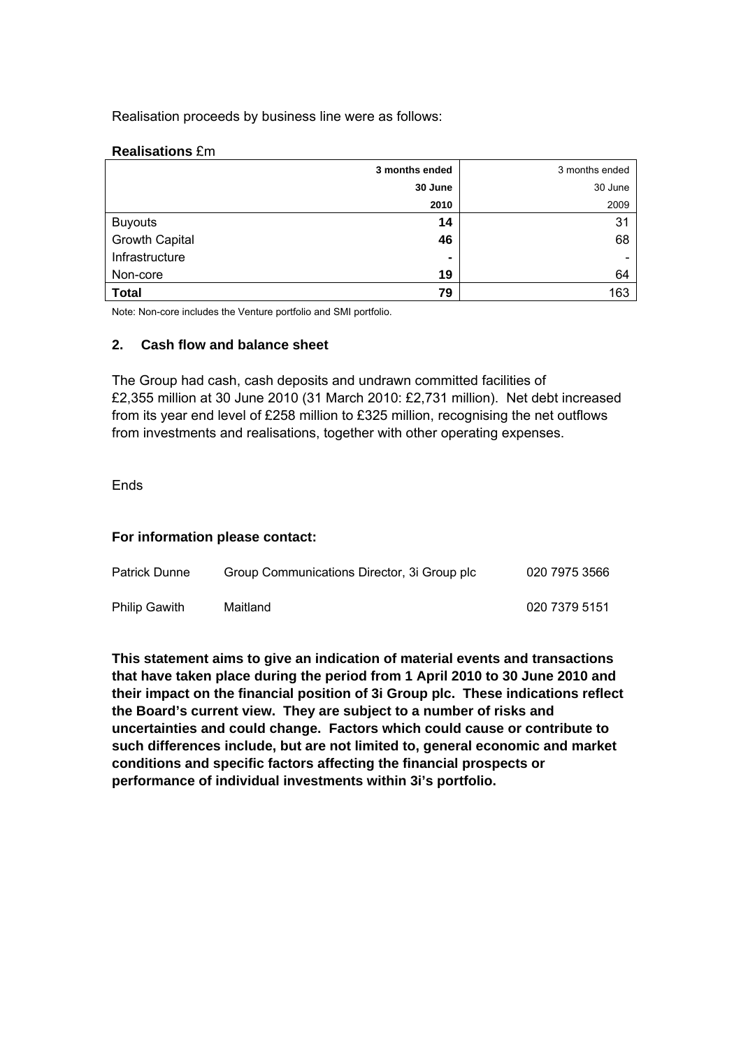Realisation proceeds by business line were as follows:

**Realisations** £m

| | 3 months ended 30 June 2010 | 3 months ended 30 June 2009 |
|---|---|---|
| Buyouts | **14** | 31 |
| Growth Capital | **46** | 68 |
| Infrastructure | **-** | - |
| Non-core | **19** | 64 |
| **Total** | **79** | 163 |

Note: Non-core includes the Venture portfolio and SMI portfolio.

### 2. Cash flow and balance sheet

The Group had cash, cash deposits and undrawn committed facilities of £2,355 million at 30 June 2010 (31 March 2010: £2,731 million). Net debt increased from its year end level of £258 million to £325 million, recognising the net outflows from investments and realisations, together with other operating expenses.

Ends

**For information please contact:**

| | | |
|---|---|---|
| Patrick Dunne | Group Communications Director, 3i Group plc | 020 7975 3566 |
| Philip Gawith | Maitland | 020 7379 5151 |

**This statement aims to give an indication of material events and transactions that have taken place during the period from 1 April 2010 to 30 June 2010 and their impact on the financial position of 3i Group plc. These indications reflect the Board's current view. They are subject to a number of risks and uncertainties and could change. Factors which could cause or contribute to such differences include, but are not limited to, general economic and market conditions and specific factors affecting the financial prospects or performance of individual investments within 3i's portfolio.**